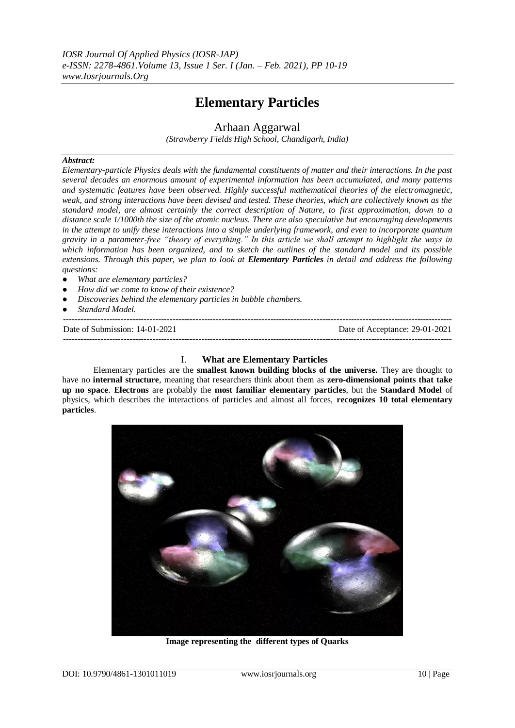*IOSR Journal Of Applied Physics (IOSR-JAP)*
*e-ISSN: 2278-4861.Volume 13, Issue 1 Ser. I (Jan. – Feb. 2021), PP 10-19*
*www.Iosrjournals.Org*

# Elementary Particles

## Arhaan Aggarwal

*(Strawberry Fields High School, Chandigarh, India)*

***Abstract:***
*Elementary-particle Physics deals with the fundamental constituents of matter and their interactions. In the past several decades an enormous amount of experimental information has been accumulated, and many patterns and systematic features have been observed. Highly successful mathematical theories of the electromagnetic, weak, and strong interactions have been devised and tested. These theories, which are collectively known as the standard model, are almost certainly the correct description of Nature, to first approximation, down to a distance scale 1/1000th the size of the atomic nucleus. There are also speculative but encouraging developments in the attempt to unify these interactions into a simple underlying framework, and even to incorporate quantum gravity in a parameter-free "theory of everything." In this article we shall attempt to highlight the ways in which information has been organized, and to sketch the outlines of the standard model and its possible extensions. Through this paper, we plan to look at **Elementary Particles** in detail and address the following questions:*

- *What are elementary particles?*
- *How did we come to know of their existence?*
- *Discoveries behind the elementary particles in bubble chambers.*
- *Standard Model.*

---

Date of Submission: 14-01-2021 Date of Acceptance: 29-01-2021

---

## I. What are Elementary Particles

Elementary particles are the **smallest known building blocks of the universe.** They are thought to have no **internal structure**, meaning that researchers think about them as **zero-dimensional points that take up no space**. **Electrons** are probably the **most familiar elementary particles**, but the **Standard Model** of physics, which describes the interactions of particles and almost all forces, **recognizes 10 total elementary particles**.

**Image representing the different types of Quarks**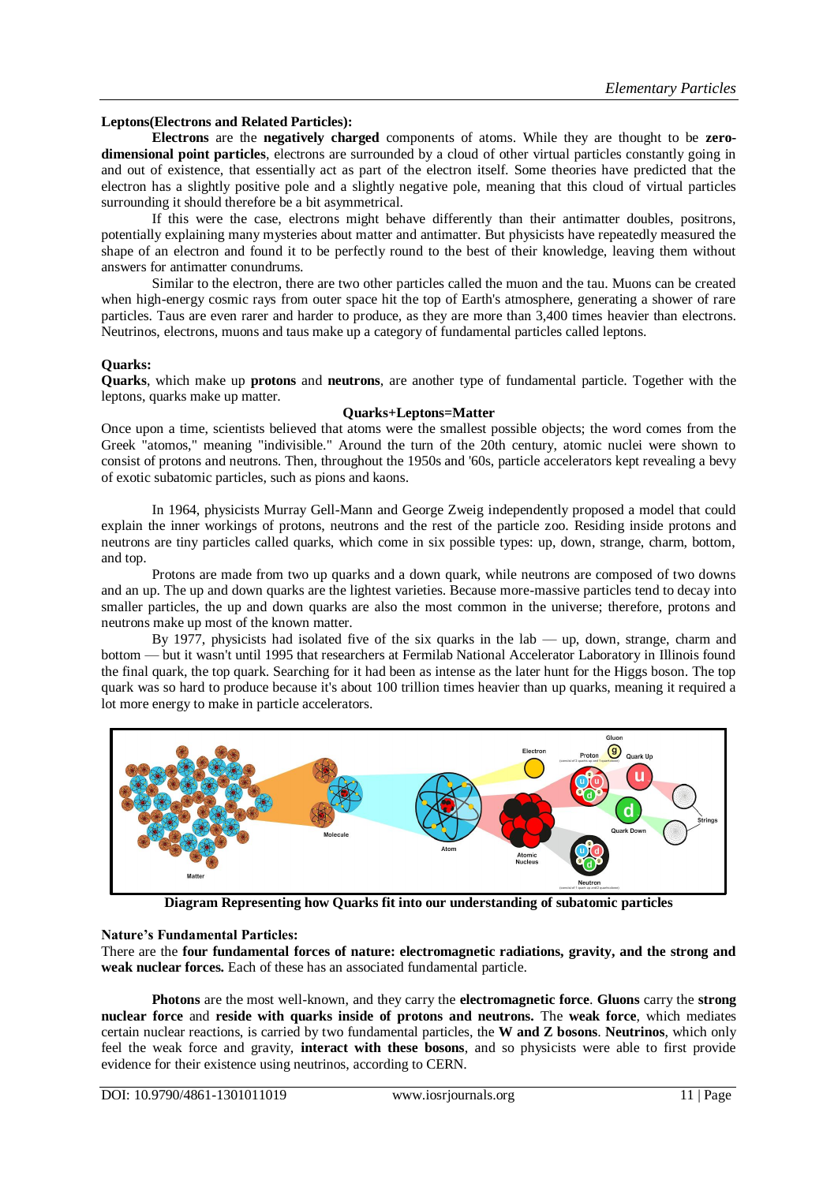**Leptons(Electrons and Related Particles):**

**Electrons** are the **negatively charged** components of atoms. While they are thought to be **zero-dimensional point particles**, electrons are surrounded by a cloud of other virtual particles constantly going in and out of existence, that essentially act as part of the electron itself. Some theories have predicted that the electron has a slightly positive pole and a slightly negative pole, meaning that this cloud of virtual particles surrounding it should therefore be a bit asymmetrical.

If this were the case, electrons might behave differently than their antimatter doubles, positrons, potentially explaining many mysteries about matter and antimatter. But physicists have repeatedly measured the shape of an electron and found it to be perfectly round to the best of their knowledge, leaving them without answers for antimatter conundrums.

Similar to the electron, there are two other particles called the muon and the tau. Muons can be created when high-energy cosmic rays from outer space hit the top of Earth's atmosphere, generating a shower of rare particles. Taus are even rarer and harder to produce, as they are more than 3,400 times heavier than electrons. Neutrinos, electrons, muons and taus make up a category of fundamental particles called leptons.

**Quarks:**

**Quarks**, which make up **protons** and **neutrons**, are another type of fundamental particle. Together with the leptons, quarks make up matter.

**Quarks+Leptons=Matter**

Once upon a time, scientists believed that atoms were the smallest possible objects; the word comes from the Greek "atomos," meaning "indivisible." Around the turn of the 20th century, atomic nuclei were shown to consist of protons and neutrons. Then, throughout the 1950s and '60s, particle accelerators kept revealing a bevy of exotic subatomic particles, such as pions and kaons.

In 1964, physicists Murray Gell-Mann and George Zweig independently proposed a model that could explain the inner workings of protons, neutrons and the rest of the particle zoo. Residing inside protons and neutrons are tiny particles called quarks, which come in six possible types: up, down, strange, charm, bottom, and top.

Protons are made from two up quarks and a down quark, while neutrons are composed of two downs and an up. The up and down quarks are the lightest varieties. Because more-massive particles tend to decay into smaller particles, the up and down quarks are also the most common in the universe; therefore, protons and neutrons make up most of the known matter.

By 1977, physicists had isolated five of the six quarks in the lab — up, down, strange, charm and bottom — but it wasn't until 1995 that researchers at Fermilab National Accelerator Laboratory in Illinois found the final quark, the top quark. Searching for it had been as intense as the later hunt for the Higgs boson. The top quark was so hard to produce because it's about 100 trillion times heavier than up quarks, meaning it required a lot more energy to make in particle accelerators.

**Diagram Representing how Quarks fit into our understanding of subatomic particles**

**Nature's Fundamental Particles:**

There are the **four fundamental forces of nature: electromagnetic radiations, gravity, and the strong and weak nuclear forces.** Each of these has an associated fundamental particle.

**Photons** are the most well-known, and they carry the **electromagnetic force**. **Gluons** carry the **strong nuclear force** and **reside with quarks inside of protons and neutrons.** The **weak force**, which mediates certain nuclear reactions, is carried by two fundamental particles, the **W and Z bosons**. **Neutrinos**, which only feel the weak force and gravity, **interact with these bosons**, and so physicists were able to first provide evidence for their existence using neutrinos, according to CERN.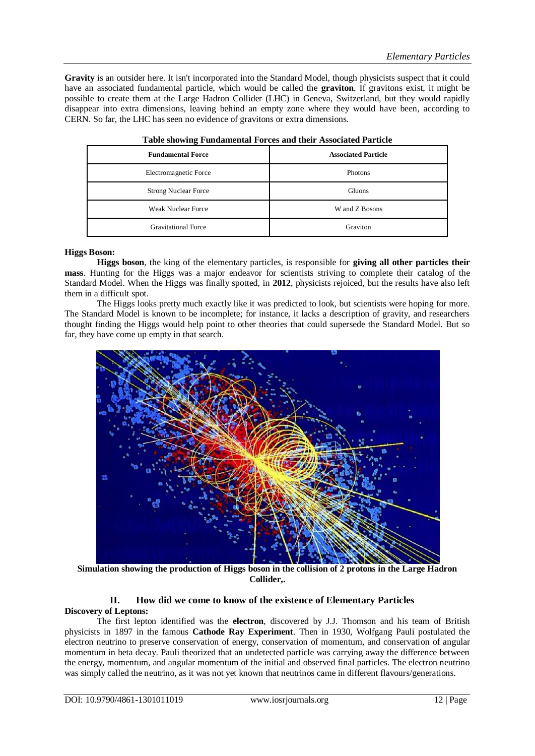**Gravity** is an outsider here. It isn't incorporated into the Standard Model, though physicists suspect that it could have an associated fundamental particle, which would be called the **graviton**. If gravitons exist, it might be possible to create them at the Large Hadron Collider (LHC) in Geneva, Switzerland, but they would rapidly disappear into extra dimensions, leaving behind an empty zone where they would have been, according to CERN. So far, the LHC has seen no evidence of gravitons or extra dimensions.

**Table showing Fundamental Forces and their Associated Particle**

| Fundamental Force | Associated Particle |
|---|---|
| Electromagnetic Force | Photons |
| Strong Nuclear Force | Gluons |
| Weak Nuclear Force | W and Z Bosons |
| Gravitational Force | Graviton |

**Higgs Boson:**

**Higgs boson**, the king of the elementary particles, is responsible for **giving all other particles their mass**. Hunting for the Higgs was a major endeavor for scientists striving to complete their catalog of the Standard Model. When the Higgs was finally spotted, in **2012**, physicists rejoiced, but the results have also left them in a difficult spot.

The Higgs looks pretty much exactly like it was predicted to look, but scientists were hoping for more. The Standard Model is known to be incomplete; for instance, it lacks a description of gravity, and researchers thought finding the Higgs would help point to other theories that could supersede the Standard Model. But so far, they have come up empty in that search.

**Simulation showing the production of Higgs boson in the collision of 2 protons in the Large Hadron Collider,.**

## II. How did we come to know of the existence of Elementary Particles

**Discovery of Leptons:**

The first lepton identified was the **electron**, discovered by J.J. Thomson and his team of British physicists in 1897 in the famous **Cathode Ray Experiment**. Then in 1930, Wolfgang Pauli postulated the electron neutrino to preserve conservation of energy, conservation of momentum, and conservation of angular momentum in beta decay. Pauli theorized that an undetected particle was carrying away the difference between the energy, momentum, and angular momentum of the initial and observed final particles. The electron neutrino was simply called the neutrino, as it was not yet known that neutrinos came in different flavours/generations.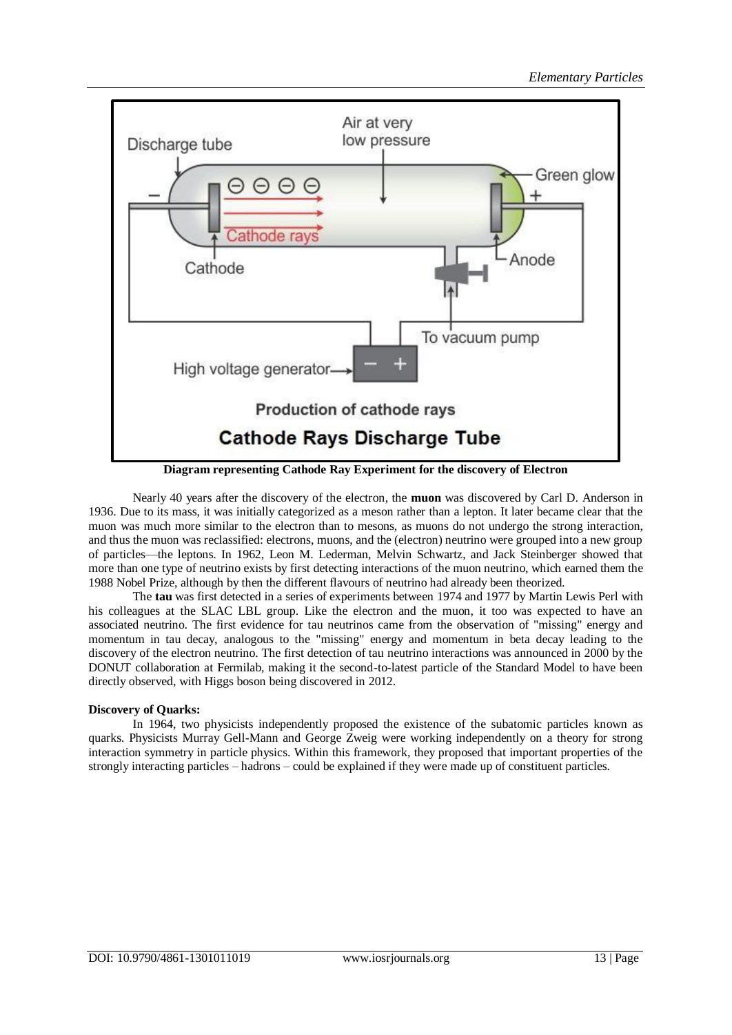Diagram representing Cathode Ray Experiment for the discovery of Electron

Nearly 40 years after the discovery of the electron, the **muon** was discovered by Carl D. Anderson in 1936. Due to its mass, it was initially categorized as a meson rather than a lepton. It later became clear that the muon was much more similar to the electron than to mesons, as muons do not undergo the strong interaction, and thus the muon was reclassified: electrons, muons, and the (electron) neutrino were grouped into a new group of particles—the leptons. In 1962, Leon M. Lederman, Melvin Schwartz, and Jack Steinberger showed that more than one type of neutrino exists by first detecting interactions of the muon neutrino, which earned them the 1988 Nobel Prize, although by then the different flavours of neutrino had already been theorized.

The **tau** was first detected in a series of experiments between 1974 and 1977 by Martin Lewis Perl with his colleagues at the SLAC LBL group. Like the electron and the muon, it too was expected to have an associated neutrino. The first evidence for tau neutrinos came from the observation of "missing" energy and momentum in tau decay, analogous to the "missing" energy and momentum in beta decay leading to the discovery of the electron neutrino. The first detection of tau neutrino interactions was announced in 2000 by the DONUT collaboration at Fermilab, making it the second-to-latest particle of the Standard Model to have been directly observed, with Higgs boson being discovered in 2012.

**Discovery of Quarks:**

In 1964, two physicists independently proposed the existence of the subatomic particles known as quarks. Physicists Murray Gell-Mann and George Zweig were working independently on a theory for strong interaction symmetry in particle physics. Within this framework, they proposed that important properties of the strongly interacting particles – hadrons – could be explained if they were made up of constituent particles.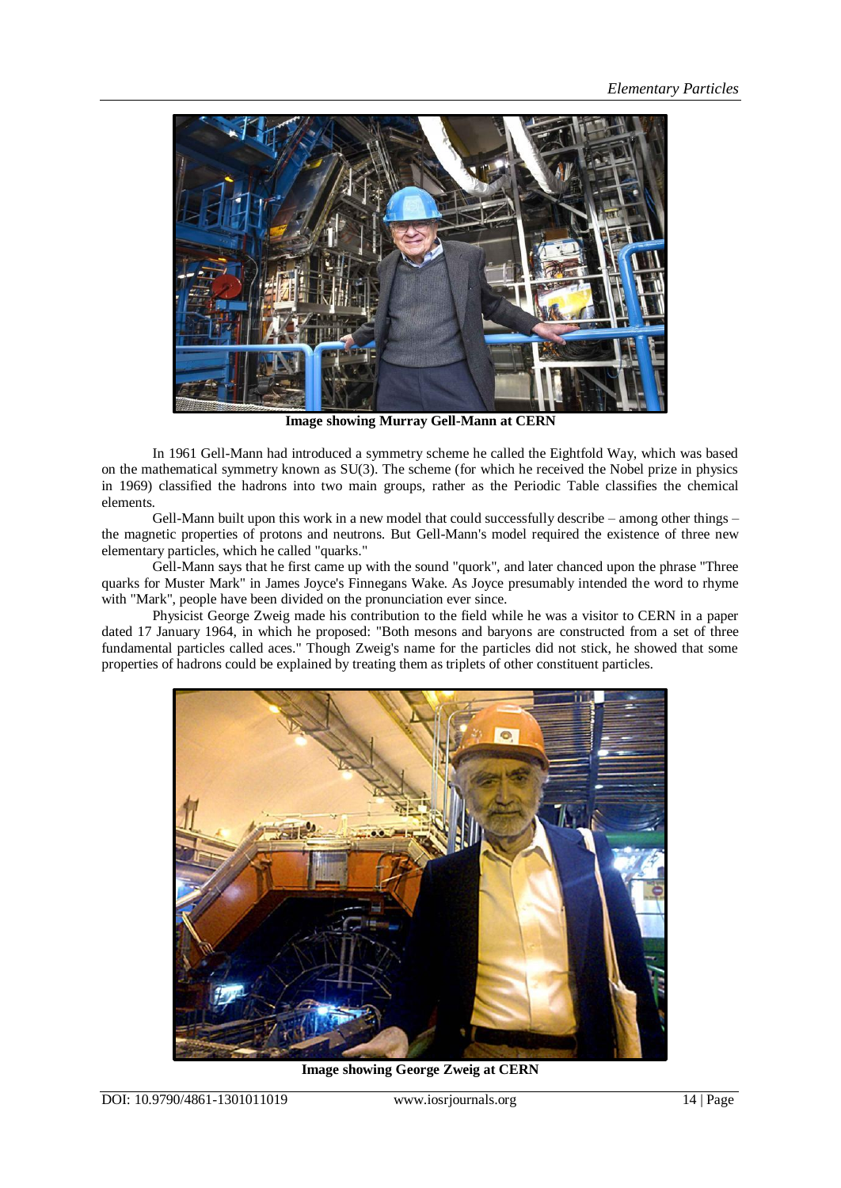Image showing Murray Gell-Mann at CERN

In 1961 Gell-Mann had introduced a symmetry scheme he called the Eightfold Way, which was based on the mathematical symmetry known as SU(3). The scheme (for which he received the Nobel prize in physics in 1969) classified the hadrons into two main groups, rather as the Periodic Table classifies the chemical elements.

Gell-Mann built upon this work in a new model that could successfully describe – among other things – the magnetic properties of protons and neutrons. But Gell-Mann's model required the existence of three new elementary particles, which he called "quarks."

Gell-Mann says that he first came up with the sound "quork", and later chanced upon the phrase "Three quarks for Muster Mark" in James Joyce's Finnegans Wake. As Joyce presumably intended the word to rhyme with "Mark", people have been divided on the pronunciation ever since.

Physicist George Zweig made his contribution to the field while he was a visitor to CERN in a paper dated 17 January 1964, in which he proposed: "Both mesons and baryons are constructed from a set of three fundamental particles called aces." Though Zweig's name for the particles did not stick, he showed that some properties of hadrons could be explained by treating them as triplets of other constituent particles.

Image showing George Zweig at CERN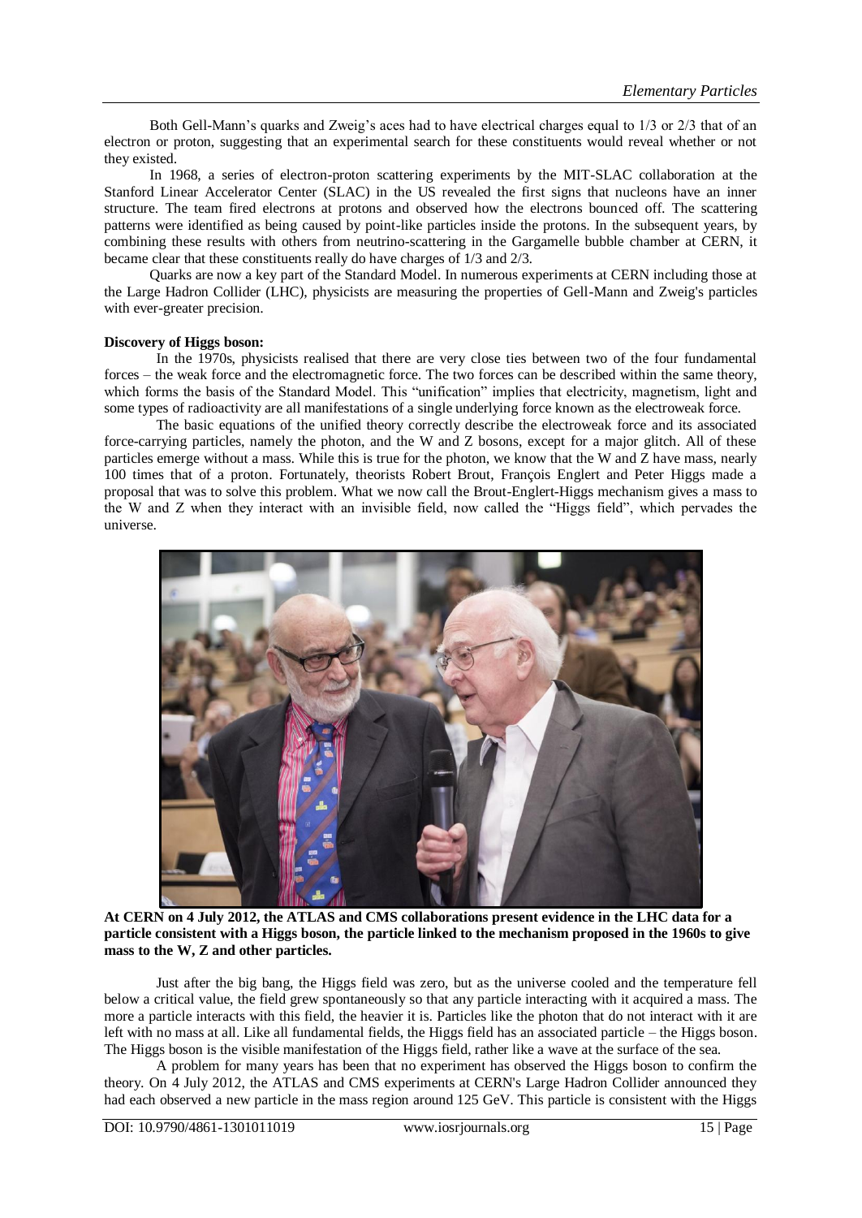Both Gell-Mann's quarks and Zweig's aces had to have electrical charges equal to 1/3 or 2/3 that of an electron or proton, suggesting that an experimental search for these constituents would reveal whether or not they existed.

In 1968, a series of electron-proton scattering experiments by the MIT-SLAC collaboration at the Stanford Linear Accelerator Center (SLAC) in the US revealed the first signs that nucleons have an inner structure. The team fired electrons at protons and observed how the electrons bounced off. The scattering patterns were identified as being caused by point-like particles inside the protons. In the subsequent years, by combining these results with others from neutrino-scattering in the Gargamelle bubble chamber at CERN, it became clear that these constituents really do have charges of 1/3 and 2/3.

Quarks are now a key part of the Standard Model. In numerous experiments at CERN including those at the Large Hadron Collider (LHC), physicists are measuring the properties of Gell-Mann and Zweig's particles with ever-greater precision.

**Discovery of Higgs boson:**

In the 1970s, physicists realised that there are very close ties between two of the four fundamental forces – the weak force and the electromagnetic force. The two forces can be described within the same theory, which forms the basis of the Standard Model. This "unification" implies that electricity, magnetism, light and some types of radioactivity are all manifestations of a single underlying force known as the electroweak force.

The basic equations of the unified theory correctly describe the electroweak force and its associated force-carrying particles, namely the photon, and the W and Z bosons, except for a major glitch. All of these particles emerge without a mass. While this is true for the photon, we know that the W and Z have mass, nearly 100 times that of a proton. Fortunately, theorists Robert Brout, François Englert and Peter Higgs made a proposal that was to solve this problem. What we now call the Brout-Englert-Higgs mechanism gives a mass to the W and Z when they interact with an invisible field, now called the "Higgs field", which pervades the universe.

**At CERN on 4 July 2012, the ATLAS and CMS collaborations present evidence in the LHC data for a particle consistent with a Higgs boson, the particle linked to the mechanism proposed in the 1960s to give mass to the W, Z and other particles.**

Just after the big bang, the Higgs field was zero, but as the universe cooled and the temperature fell below a critical value, the field grew spontaneously so that any particle interacting with it acquired a mass. The more a particle interacts with this field, the heavier it is. Particles like the photon that do not interact with it are left with no mass at all. Like all fundamental fields, the Higgs field has an associated particle – the Higgs boson. The Higgs boson is the visible manifestation of the Higgs field, rather like a wave at the surface of the sea.

A problem for many years has been that no experiment has observed the Higgs boson to confirm the theory. On 4 July 2012, the ATLAS and CMS experiments at CERN's Large Hadron Collider announced they had each observed a new particle in the mass region around 125 GeV. This particle is consistent with the Higgs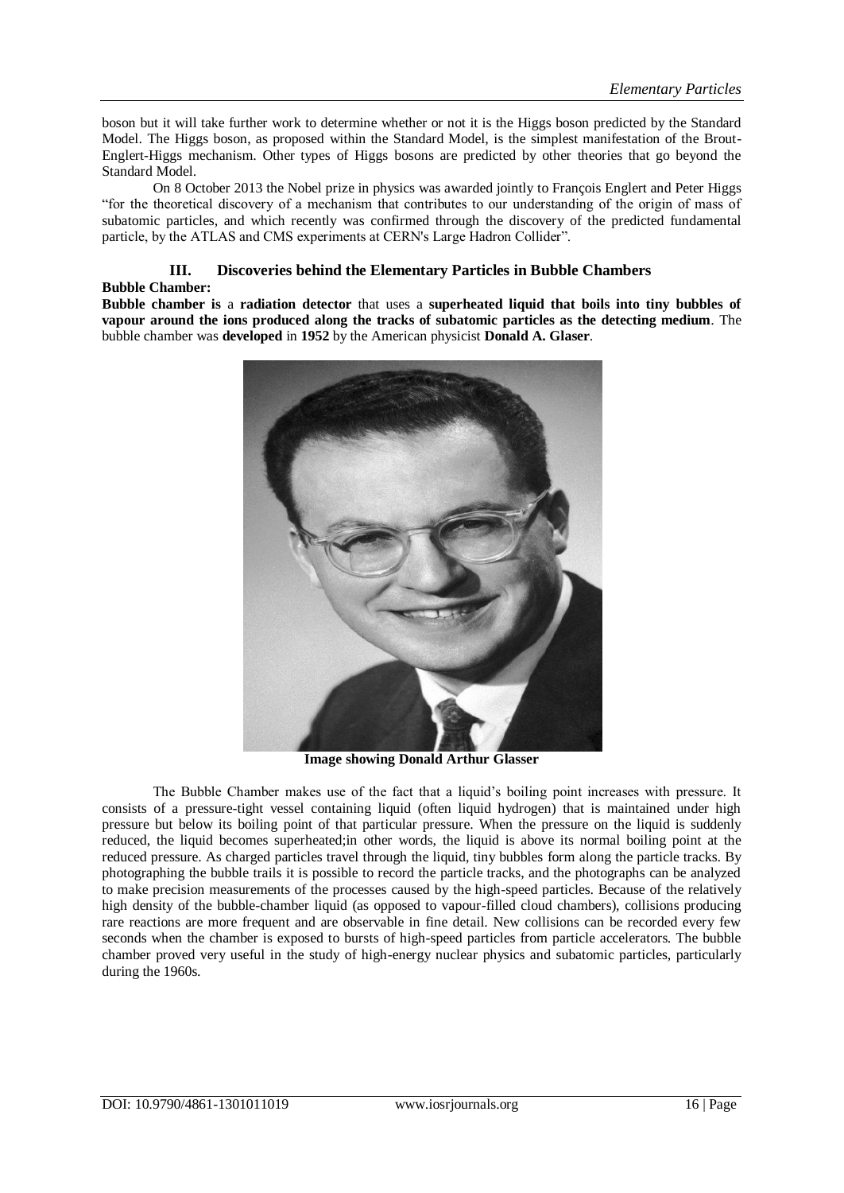boson but it will take further work to determine whether or not it is the Higgs boson predicted by the Standard Model. The Higgs boson, as proposed within the Standard Model, is the simplest manifestation of the Brout-Englert-Higgs mechanism. Other types of Higgs bosons are predicted by other theories that go beyond the Standard Model.

On 8 October 2013 the Nobel prize in physics was awarded jointly to François Englert and Peter Higgs "for the theoretical discovery of a mechanism that contributes to our understanding of the origin of mass of subatomic particles, and which recently was confirmed through the discovery of the predicted fundamental particle, by the ATLAS and CMS experiments at CERN's Large Hadron Collider".

## III. Discoveries behind the Elementary Particles in Bubble Chambers

**Bubble Chamber:**

**Bubble chamber is** a **radiation detector** that uses a **superheated liquid that boils into tiny bubbles of vapour around the ions produced along the tracks of subatomic particles as the detecting medium**. The bubble chamber was **developed** in **1952** by the American physicist **Donald A. Glaser**.

**Image showing Donald Arthur Glasser**

The Bubble Chamber makes use of the fact that a liquid's boiling point increases with pressure. It consists of a pressure-tight vessel containing liquid (often liquid hydrogen) that is maintained under high pressure but below its boiling point of that particular pressure. When the pressure on the liquid is suddenly reduced, the liquid becomes superheated;in other words, the liquid is above its normal boiling point at the reduced pressure. As charged particles travel through the liquid, tiny bubbles form along the particle tracks. By photographing the bubble trails it is possible to record the particle tracks, and the photographs can be analyzed to make precision measurements of the processes caused by the high-speed particles. Because of the relatively high density of the bubble-chamber liquid (as opposed to vapour-filled cloud chambers), collisions producing rare reactions are more frequent and are observable in fine detail. New collisions can be recorded every few seconds when the chamber is exposed to bursts of high-speed particles from particle accelerators. The bubble chamber proved very useful in the study of high-energy nuclear physics and subatomic particles, particularly during the 1960s.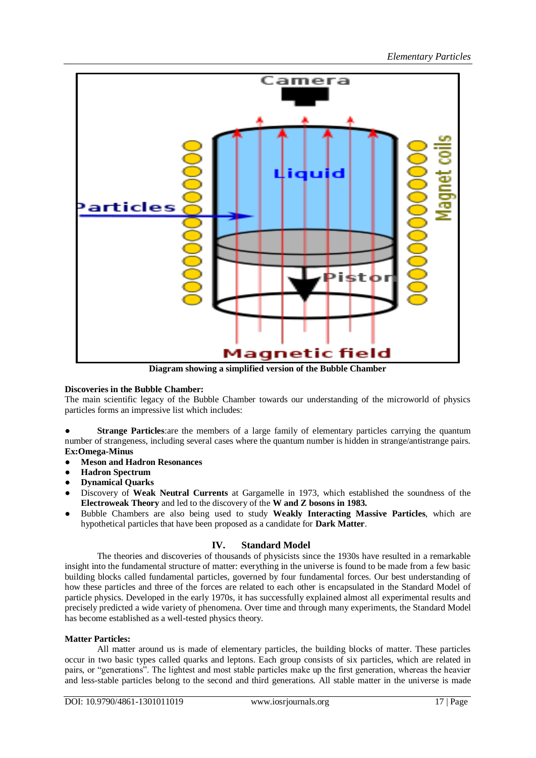Diagram showing a simplified version of the Bubble Chamber

**Discoveries in the Bubble Chamber:**

The main scientific legacy of the Bubble Chamber towards our understanding of the microworld of physics particles forms an impressive list which includes:

- **Strange Particles**:are the members of a large family of elementary particles carrying the quantum number of strangeness, including several cases where the quantum number is hidden in strange/antistrange pairs. **Ex:Omega-Minus**
- **Meson and Hadron Resonances**
- **Hadron Spectrum**
- **Dynamical Quarks**
- Discovery of **Weak Neutral Currents** at Gargamelle in 1973, which established the soundness of the **Electroweak Theory** and led to the discovery of the **W and Z bosons in 1983.**
- Bubble Chambers are also being used to study **Weakly Interacting Massive Particles**, which are hypothetical particles that have been proposed as a candidate for **Dark Matter**.

## IV. Standard Model

The theories and discoveries of thousands of physicists since the 1930s have resulted in a remarkable insight into the fundamental structure of matter: everything in the universe is found to be made from a few basic building blocks called fundamental particles, governed by four fundamental forces. Our best understanding of how these particles and three of the forces are related to each other is encapsulated in the Standard Model of particle physics. Developed in the early 1970s, it has successfully explained almost all experimental results and precisely predicted a wide variety of phenomena. Over time and through many experiments, the Standard Model has become established as a well-tested physics theory.

**Matter Particles:**

All matter around us is made of elementary particles, the building blocks of matter. These particles occur in two basic types called quarks and leptons. Each group consists of six particles, which are related in pairs, or "generations". The lightest and most stable particles make up the first generation, whereas the heavier and less-stable particles belong to the second and third generations. All stable matter in the universe is made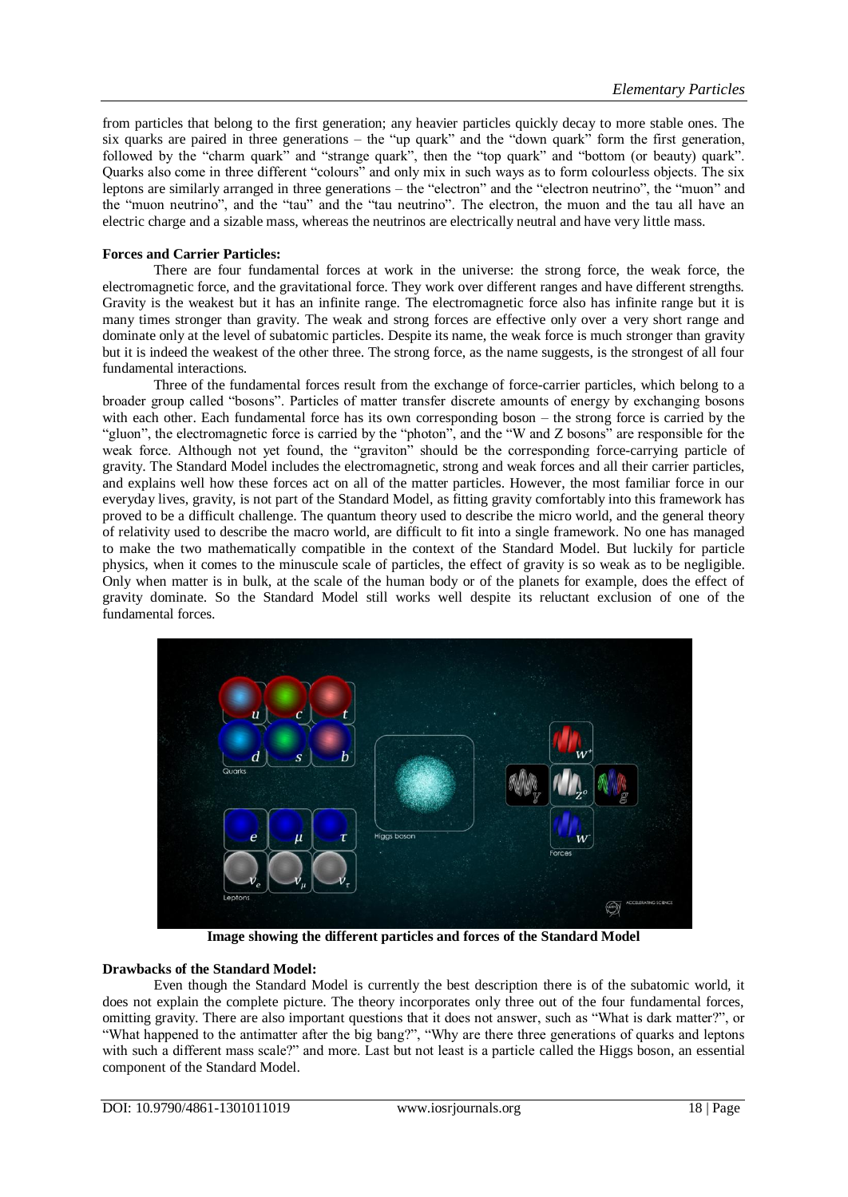from particles that belong to the first generation; any heavier particles quickly decay to more stable ones. The six quarks are paired in three generations – the "up quark" and the "down quark" form the first generation, followed by the "charm quark" and "strange quark", then the "top quark" and "bottom (or beauty) quark". Quarks also come in three different "colours" and only mix in such ways as to form colourless objects. The six leptons are similarly arranged in three generations – the "electron" and the "electron neutrino", the "muon" and the "muon neutrino", and the "tau" and the "tau neutrino". The electron, the muon and the tau all have an electric charge and a sizable mass, whereas the neutrinos are electrically neutral and have very little mass.

**Forces and Carrier Particles:**

There are four fundamental forces at work in the universe: the strong force, the weak force, the electromagnetic force, and the gravitational force. They work over different ranges and have different strengths. Gravity is the weakest but it has an infinite range. The electromagnetic force also has infinite range but it is many times stronger than gravity. The weak and strong forces are effective only over a very short range and dominate only at the level of subatomic particles. Despite its name, the weak force is much stronger than gravity but it is indeed the weakest of the other three. The strong force, as the name suggests, is the strongest of all four fundamental interactions.

Three of the fundamental forces result from the exchange of force-carrier particles, which belong to a broader group called "bosons". Particles of matter transfer discrete amounts of energy by exchanging bosons with each other. Each fundamental force has its own corresponding boson – the strong force is carried by the "gluon", the electromagnetic force is carried by the "photon", and the "W and Z bosons" are responsible for the weak force. Although not yet found, the "graviton" should be the corresponding force-carrying particle of gravity. The Standard Model includes the electromagnetic, strong and weak forces and all their carrier particles, and explains well how these forces act on all of the matter particles. However, the most familiar force in our everyday lives, gravity, is not part of the Standard Model, as fitting gravity comfortably into this framework has proved to be a difficult challenge. The quantum theory used to describe the micro world, and the general theory of relativity used to describe the macro world, are difficult to fit into a single framework. No one has managed to make the two mathematically compatible in the context of the Standard Model. But luckily for particle physics, when it comes to the minuscule scale of particles, the effect of gravity is so weak as to be negligible. Only when matter is in bulk, at the scale of the human body or of the planets for example, does the effect of gravity dominate. So the Standard Model still works well despite its reluctant exclusion of one of the fundamental forces.

**Image showing the different particles and forces of the Standard Model**

**Drawbacks of the Standard Model:**

Even though the Standard Model is currently the best description there is of the subatomic world, it does not explain the complete picture. The theory incorporates only three out of the four fundamental forces, omitting gravity. There are also important questions that it does not answer, such as "What is dark matter?", or "What happened to the antimatter after the big bang?", "Why are there three generations of quarks and leptons with such a different mass scale?" and more. Last but not least is a particle called the Higgs boson, an essential component of the Standard Model.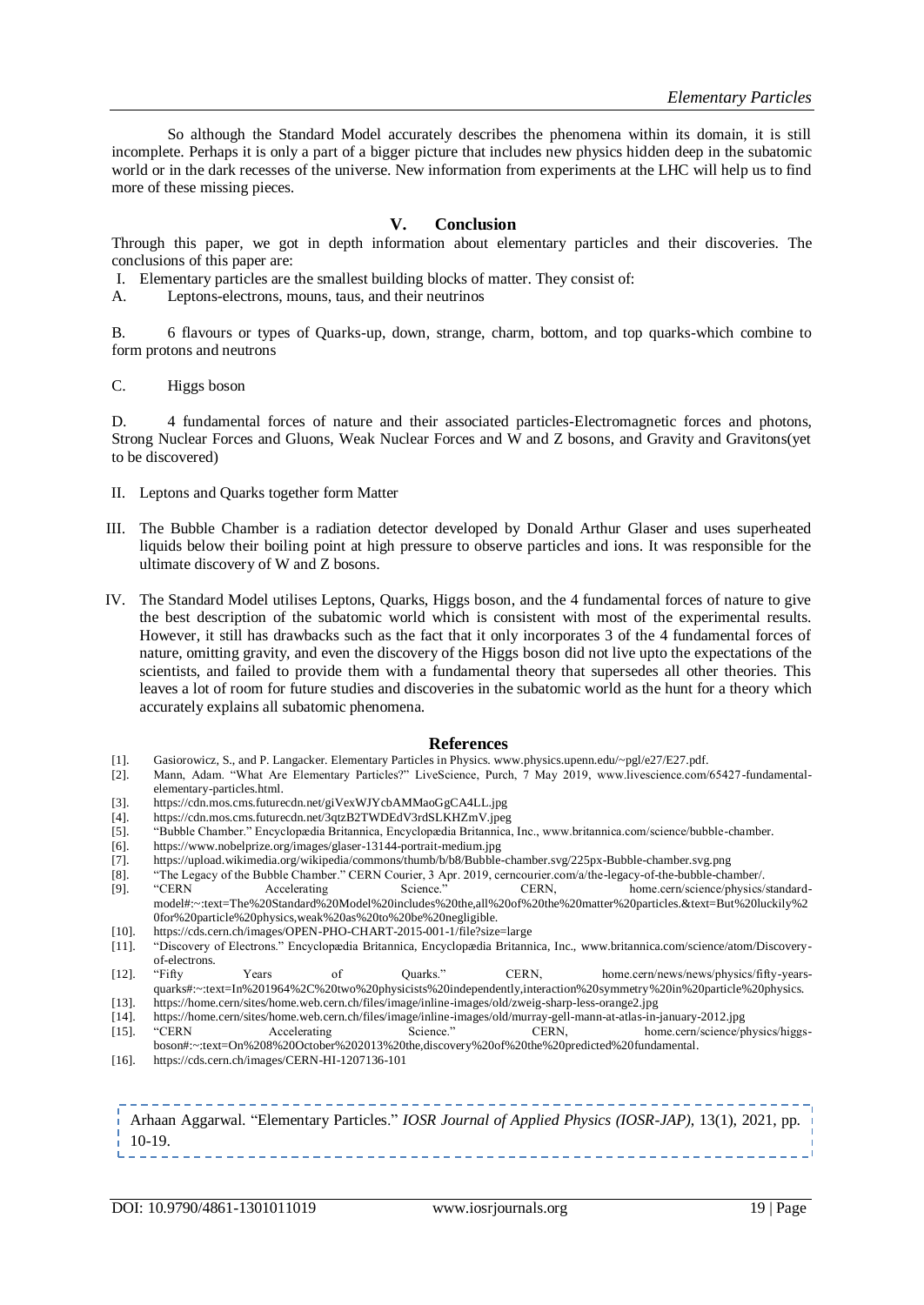So although the Standard Model accurately describes the phenomena within its domain, it is still incomplete. Perhaps it is only a part of a bigger picture that includes new physics hidden deep in the subatomic world or in the dark recesses of the universe. New information from experiments at the LHC will help us to find more of these missing pieces.

## V. Conclusion

Through this paper, we got in depth information about elementary particles and their discoveries. The conclusions of this paper are:

I. Elementary particles are the smallest building blocks of matter. They consist of:

A. Leptons-electrons, mouns, taus, and their neutrinos

B. 6 flavours or types of Quarks-up, down, strange, charm, bottom, and top quarks-which combine to form protons and neutrons

C. Higgs boson

D. 4 fundamental forces of nature and their associated particles-Electromagnetic forces and photons, Strong Nuclear Forces and Gluons, Weak Nuclear Forces and W and Z bosons, and Gravity and Gravitons(yet to be discovered)

II. Leptons and Quarks together form Matter

III. The Bubble Chamber is a radiation detector developed by Donald Arthur Glaser and uses superheated liquids below their boiling point at high pressure to observe particles and ions. It was responsible for the ultimate discovery of W and Z bosons.

IV. The Standard Model utilises Leptons, Quarks, Higgs boson, and the 4 fundamental forces of nature to give the best description of the subatomic world which is consistent with most of the experimental results. However, it still has drawbacks such as the fact that it only incorporates 3 of the 4 fundamental forces of nature, omitting gravity, and even the discovery of the Higgs boson did not live upto the expectations of the scientists, and failed to provide them with a fundamental theory that supersedes all other theories. This leaves a lot of room for future studies and discoveries in the subatomic world as the hunt for a theory which accurately explains all subatomic phenomena.

## References

[1]. Gasiorowicz, S., and P. Langacker. Elementary Particles in Physics. www.physics.upenn.edu/~pgl/e27/E27.pdf.

[2]. Mann, Adam. "What Are Elementary Particles?" LiveScience, Purch, 7 May 2019, www.livescience.com/65427-fundamental-elementary-particles.html.

[3]. https://cdn.mos.cms.futurecdn.net/giVexWJYcbAMMaoGgCA4LL.jpg

[4]. https://cdn.mos.cms.futurecdn.net/3qtzB2TWDEdV3rdSLKHZmV.jpeg

[5]. "Bubble Chamber." Encyclopædia Britannica, Encyclopædia Britannica, Inc., www.britannica.com/science/bubble-chamber.

[6]. https://www.nobelprize.org/images/glaser-13144-portrait-medium.jpg

[7]. https://upload.wikimedia.org/wikipedia/commons/thumb/b/b8/Bubble-chamber.svg/225px-Bubble-chamber.svg.png

[8]. "The Legacy of the Bubble Chamber." CERN Courier, 3 Apr. 2019, cerncourier.com/a/the-legacy-of-the-bubble-chamber/.

[9]. "CERN Accelerating Science." CERN, home.cern/science/physics/standard-model#:~:text=The%20Standard%20Model%20includes%20the,all%20of%20the%20matter%20particles.&text=But%20luckily%20for%20particle%20physics,weak%20as%20to%20be%20negligible.

[10]. https://cds.cern.ch/images/OPEN-PHO-CHART-2015-001-1/file?size=large

[11]. "Discovery of Electrons." Encyclopædia Britannica, Encyclopædia Britannica, Inc., www.britannica.com/science/atom/Discovery-of-electrons.

[12]. "Fifty Years of Quarks." CERN, home.cern/news/news/physics/fifty-years-quarks#:~:text=In%201964%2C%20two%20physicists%20independently,interaction%20symmetry%20in%20particle%20physics.

[13]. https://home.cern/sites/home.web.cern.ch/files/image/inline-images/old/zweig-sharp-less-orange2.jpg

[14]. https://home.cern/sites/home.web.cern.ch/files/image/inline-images/old/murray-gell-mann-at-atlas-in-january-2012.jpg

[15]. "CERN Accelerating Science." CERN, home.cern/science/physics/higgs-boson#:~:text=On%208%20October%202013%20the,discovery%20of%20the%20predicted%20fundamental.

[16]. https://cds.cern.ch/images/CERN-HI-1207136-101

Arhaan Aggarwal. "Elementary Particles." *IOSR Journal of Applied Physics (IOSR-JAP)*, 13(1), 2021, pp. 10-19.